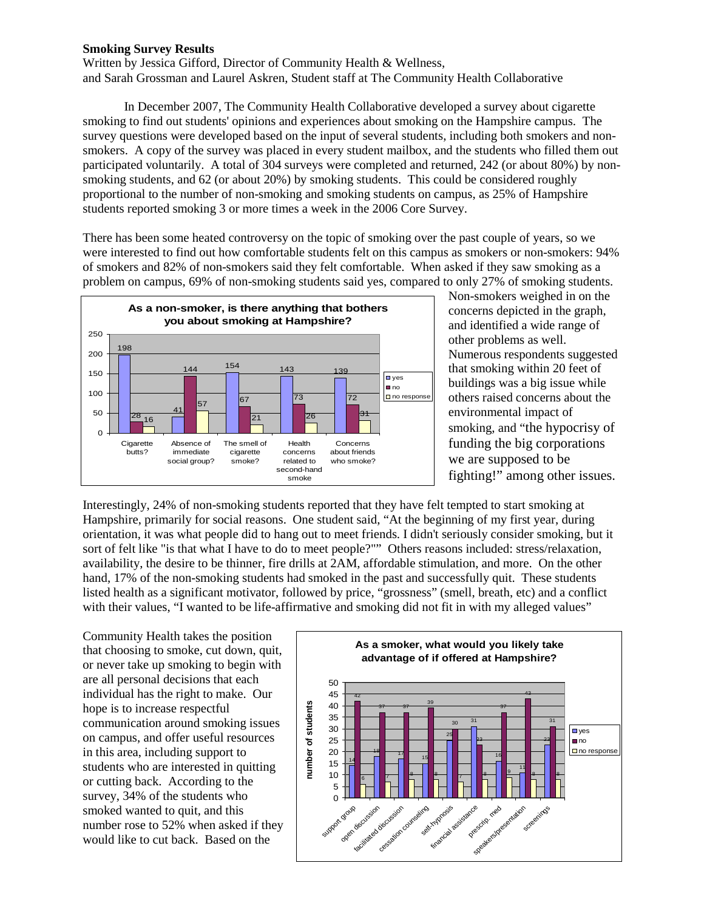**Smoking Survey Results**

Written by Jessica Gifford, Director of Community Health & Wellness,
and Sarah Grossman and Laurel Askren, Student staff at The Community Health Collaborative

In December 2007, The Community Health Collaborative developed a survey about cigarette smoking to find out students' opinions and experiences about smoking on the Hampshire campus. The survey questions were developed based on the input of several students, including both smokers and non-smokers. A copy of the survey was placed in every student mailbox, and the students who filled them out participated voluntarily. A total of 304 surveys were completed and returned, 242 (or about 80%) by non-smoking students, and 62 (or about 20%) by smoking students. This could be considered roughly proportional to the number of non-smoking and smoking students on campus, as 25% of Hampshire students reported smoking 3 or more times a week in the 2006 Core Survey.

There has been some heated controversy on the topic of smoking over the past couple of years, so we were interested to find out how comfortable students felt on this campus as smokers or non-smokers: 94% of smokers and 82% of non-smokers said they felt comfortable. When asked if they saw smoking as a problem on campus, 69% of non-smoking students said yes, compared to only 27% of smoking students.

**As a non-smoker, is there anything that bothers you about smoking at Hampshire?**

| | yes | no | no response |
|---|---|---|---|
| Cigarette butts? | 198 | 28 | 16 |
| Absence of immediate social group? | 41 | 144 | 57 |
| The smell of cigarette smoke? | 154 | 67 | 21 |
| Health concerns related to second-hand smoke | 143 | 73 | 26 |
| Concerns about friends who smoke? | 139 | 72 | 31 |

Non-smokers weighed in on the concerns depicted in the graph, and identified a wide range of other problems as well. Numerous respondents suggested that smoking within 20 feet of buildings was a big issue while others raised concerns about the environmental impact of smoking, and "the hypocrisy of funding the big corporations we are supposed to be fighting!" among other issues.

Interestingly, 24% of non-smoking students reported that they have felt tempted to start smoking at Hampshire, primarily for social reasons. One student said, "At the beginning of my first year, during orientation, it was what people did to hang out to meet friends. I didn't seriously consider smoking, but it sort of felt like "is that what I have to do to meet people?"" Others reasons included: stress/relaxation, availability, the desire to be thinner, fire drills at 2AM, affordable stimulation, and more. On the other hand, 17% of the non-smoking students had smoked in the past and successfully quit. These students listed health as a significant motivator, followed by price, "grossness" (smell, breath, etc) and a conflict with their values, "I wanted to be life-affirmative and smoking did not fit in with my alleged values"

**As a smoker, what would you likely take advantage of if offered at Hampshire?**

| | yes | no | no response |
|---|---|---|---|
| support group | 14 | 42 | 6 |
| open discussion | 18 | 37 | 7 |
| facilitated discussion | 17 | 37 | 8 |
| cessation counseling | 15 | 39 | 8 |
| self-hypnosis | 25 | 30 | 7 |
| financial assistance | 31 | 23 | 8 |
| prescrip. med | 16 | 37 | 9 |
| speakers/presentation | 11 | 43 | 8 |
| screenings | 23 | 31 | 8 |

Community Health takes the position that choosing to smoke, cut down, quit, or never take up smoking to begin with are all personal decisions that each individual has the right to make. Our hope is to increase respectful communication around smoking issues on campus, and offer useful resources in this area, including support to students who are interested in quitting or cutting back. According to the survey, 34% of the students who smoked wanted to quit, and this number rose to 52% when asked if they would like to cut back. Based on the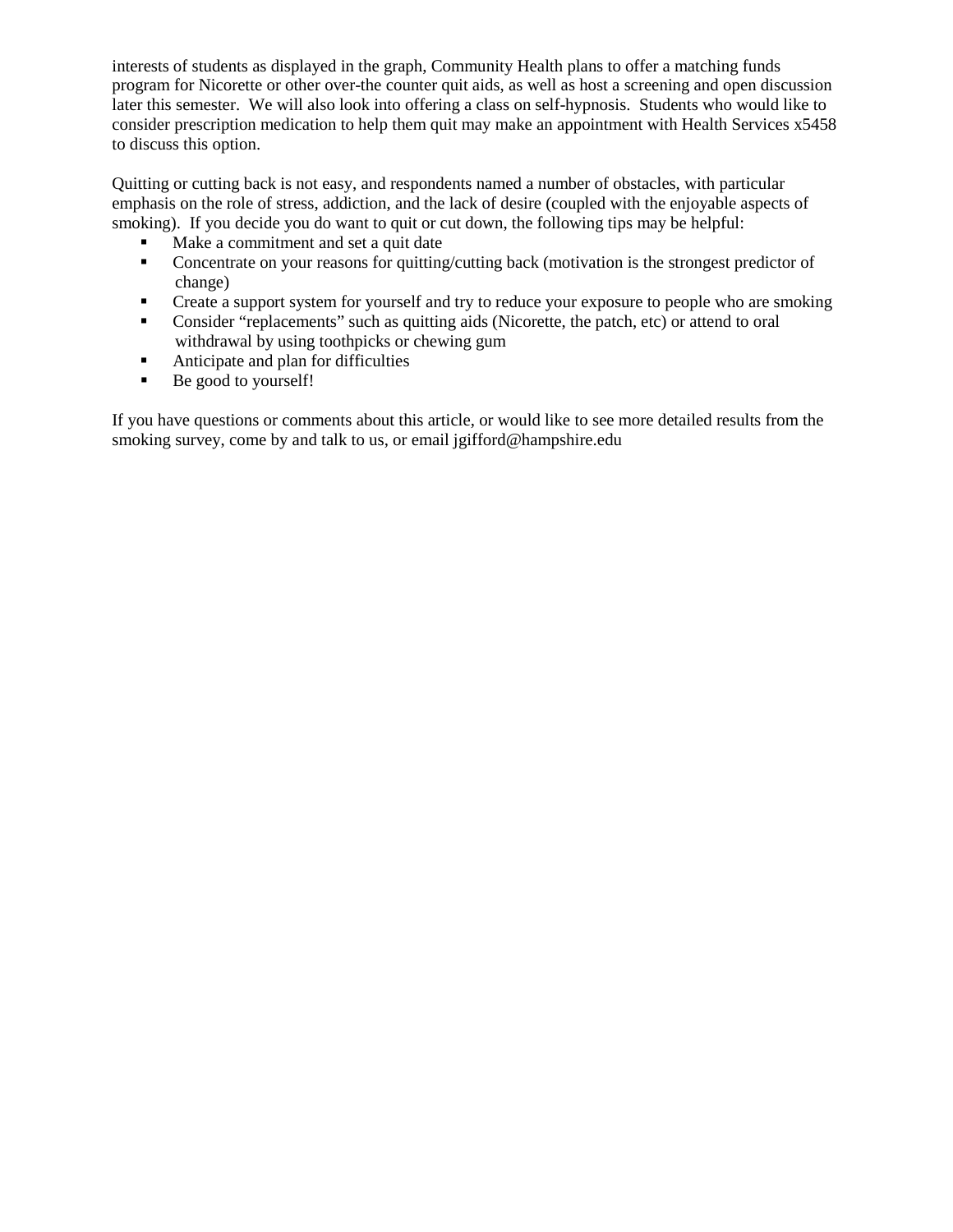interests of students as displayed in the graph, Community Health plans to offer a matching funds program for Nicorette or other over-the counter quit aids, as well as host a screening and open discussion later this semester. We will also look into offering a class on self-hypnosis. Students who would like to consider prescription medication to help them quit may make an appointment with Health Services x5458 to discuss this option.

Quitting or cutting back is not easy, and respondents named a number of obstacles, with particular emphasis on the role of stress, addiction, and the lack of desire (coupled with the enjoyable aspects of smoking). If you decide you do want to quit or cut down, the following tips may be helpful:

- Make a commitment and set a quit date
- Concentrate on your reasons for quitting/cutting back (motivation is the strongest predictor of change)
- Create a support system for yourself and try to reduce your exposure to people who are smoking
- Consider "replacements" such as quitting aids (Nicorette, the patch, etc) or attend to oral withdrawal by using toothpicks or chewing gum
- Anticipate and plan for difficulties
- Be good to yourself!

If you have questions or comments about this article, or would like to see more detailed results from the smoking survey, come by and talk to us, or email jgifford@hampshire.edu